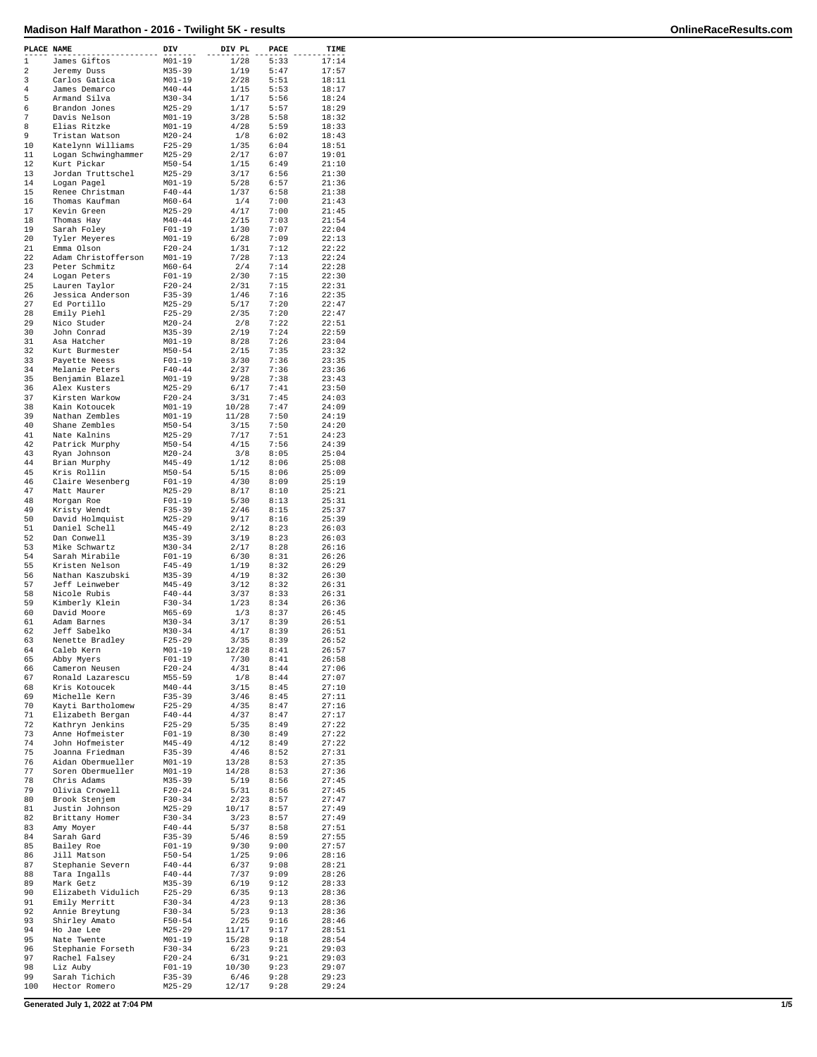# Madison Half Marathon - 2016 - Twilight 5K - results

| PLACE | NAME | DIV | DIV PL | PACE | TIME |
|---|---|---|---|---|---|
| 1 | James Giftos | M01-19 | 1/28 | 5:33 | 17:14 |
| 2 | Jeremy Duss | M35-39 | 1/19 | 5:47 | 17:57 |
| 3 | Carlos Gatica | M01-19 | 2/28 | 5:51 | 18:11 |
| 4 | James Demarco | M40-44 | 1/15 | 5:53 | 18:17 |
| 5 | Armand Silva | M30-34 | 1/17 | 5:56 | 18:24 |
| 6 | Brandon Jones | M25-29 | 1/17 | 5:57 | 18:29 |
| 7 | Davis Nelson | M01-19 | 3/28 | 5:58 | 18:32 |
| 8 | Elias Ritzke | M01-19 | 4/28 | 5:59 | 18:33 |
| 9 | Tristan Watson | M20-24 | 1/8 | 6:02 | 18:43 |
| 10 | Katelynn Williams | F25-29 | 1/35 | 6:04 | 18:51 |
| 11 | Logan Schwinghammer | M25-29 | 2/17 | 6:07 | 19:01 |
| 12 | Kurt Pickar | M50-54 | 1/15 | 6:49 | 21:10 |
| 13 | Jordan Truttschel | M25-29 | 3/17 | 6:56 | 21:30 |
| 14 | Logan Pagel | M01-19 | 5/28 | 6:57 | 21:36 |
| 15 | Renee Christman | F40-44 | 1/37 | 6:58 | 21:38 |
| 16 | Thomas Kaufman | M60-64 | 1/4 | 7:00 | 21:43 |
| 17 | Kevin Green | M25-29 | 4/17 | 7:00 | 21:45 |
| 18 | Thomas Hay | M40-44 | 2/15 | 7:03 | 21:54 |
| 19 | Sarah Foley | F01-19 | 1/30 | 7:07 | 22:04 |
| 20 | Tyler Meyeres | M01-19 | 6/28 | 7:09 | 22:13 |
| 21 | Emma Olson | F20-24 | 1/31 | 7:12 | 22:22 |
| 22 | Adam Christofferson | M01-19 | 7/28 | 7:13 | 22:24 |
| 23 | Peter Schmitz | M60-64 | 2/4 | 7:14 | 22:28 |
| 24 | Logan Peters | F01-19 | 2/30 | 7:15 | 22:30 |
| 25 | Lauren Taylor | F20-24 | 2/31 | 7:15 | 22:31 |
| 26 | Jessica Anderson | F35-39 | 1/46 | 7:16 | 22:35 |
| 27 | Ed Portillo | M25-29 | 5/17 | 7:20 | 22:47 |
| 28 | Emily Piehl | F25-29 | 2/35 | 7:20 | 22:47 |
| 29 | Nico Studer | M20-24 | 2/8 | 7:22 | 22:51 |
| 30 | John Conrad | M35-39 | 2/19 | 7:24 | 22:59 |
| 31 | Asa Hatcher | M01-19 | 8/28 | 7:26 | 23:04 |
| 32 | Kurt Burmester | M50-54 | 2/15 | 7:35 | 23:32 |
| 33 | Payette Neess | F01-19 | 3/30 | 7:36 | 23:35 |
| 34 | Melanie Peters | F40-44 | 2/37 | 7:36 | 23:36 |
| 35 | Benjamin Blazel | M01-19 | 9/28 | 7:38 | 23:43 |
| 36 | Alex Kusters | M25-29 | 6/17 | 7:41 | 23:50 |
| 37 | Kirsten Warkow | F20-24 | 3/31 | 7:45 | 24:03 |
| 38 | Kain Kotoucek | M01-19 | 10/28 | 7:47 | 24:09 |
| 39 | Nathan Zembles | M01-19 | 11/28 | 7:50 | 24:19 |
| 40 | Shane Zembles | M50-54 | 3/15 | 7:50 | 24:20 |
| 41 | Nate Kalnins | M25-29 | 7/17 | 7:51 | 24:23 |
| 42 | Patrick Murphy | M50-54 | 4/15 | 7:56 | 24:39 |
| 43 | Ryan Johnson | M20-24 | 3/8 | 8:05 | 25:04 |
| 44 | Brian Murphy | M45-49 | 1/12 | 8:06 | 25:08 |
| 45 | Kris Rollin | M50-54 | 5/15 | 8:06 | 25:09 |
| 46 | Claire Wesenberg | F01-19 | 4/30 | 8:09 | 25:19 |
| 47 | Matt Maurer | M25-29 | 8/17 | 8:10 | 25:21 |
| 48 | Morgan Roe | F01-19 | 5/30 | 8:13 | 25:31 |
| 49 | Kristy Wendt | F35-39 | 2/46 | 8:15 | 25:37 |
| 50 | David Holmquist | M25-29 | 9/17 | 8:16 | 25:39 |
| 51 | Daniel Schell | M45-49 | 2/12 | 8:23 | 26:03 |
| 52 | Dan Conwell | M35-39 | 3/19 | 8:23 | 26:03 |
| 53 | Mike Schwartz | M30-34 | 2/17 | 8:28 | 26:16 |
| 54 | Sarah Mirabile | F01-19 | 6/30 | 8:31 | 26:26 |
| 55 | Kristen Nelson | F45-49 | 1/19 | 8:32 | 26:29 |
| 56 | Nathan Kaszubski | M35-39 | 4/19 | 8:32 | 26:30 |
| 57 | Jeff Leinweber | M45-49 | 3/12 | 8:32 | 26:31 |
| 58 | Nicole Rubis | F40-44 | 3/37 | 8:33 | 26:31 |
| 59 | Kimberly Klein | F30-34 | 1/23 | 8:34 | 26:36 |
| 60 | David Moore | M65-69 | 1/3 | 8:37 | 26:45 |
| 61 | Adam Barnes | M30-34 | 3/17 | 8:39 | 26:51 |
| 62 | Jeff Sabelko | M30-34 | 4/17 | 8:39 | 26:51 |
| 63 | Nenette Bradley | F25-29 | 3/35 | 8:39 | 26:52 |
| 64 | Caleb Kern | M01-19 | 12/28 | 8:41 | 26:57 |
| 65 | Abby Myers | F01-19 | 7/30 | 8:41 | 26:58 |
| 66 | Cameron Neusen | F20-24 | 4/31 | 8:44 | 27:06 |
| 67 | Ronald Lazarescu | M55-59 | 1/8 | 8:44 | 27:07 |
| 68 | Kris Kotoucek | M40-44 | 3/15 | 8:45 | 27:10 |
| 69 | Michelle Kern | F35-39 | 3/46 | 8:45 | 27:11 |
| 70 | Kayti Bartholomew | F25-29 | 4/35 | 8:47 | 27:16 |
| 71 | Elizabeth Bergan | F40-44 | 4/37 | 8:47 | 27:17 |
| 72 | Kathryn Jenkins | F25-29 | 5/35 | 8:49 | 27:22 |
| 73 | Anne Hofmeister | F01-19 | 8/30 | 8:49 | 27:22 |
| 74 | John Hofmeister | M45-49 | 4/12 | 8:49 | 27:22 |
| 75 | Joanna Friedman | F35-39 | 4/46 | 8:52 | 27:31 |
| 76 | Aidan Obermueller | M01-19 | 13/28 | 8:53 | 27:35 |
| 77 | Soren Obermueller | M01-19 | 14/28 | 8:53 | 27:36 |
| 78 | Chris Adams | M35-39 | 5/19 | 8:56 | 27:45 |
| 79 | Olivia Crowell | F20-24 | 5/31 | 8:56 | 27:45 |
| 80 | Brook Stenjem | F30-34 | 2/23 | 8:57 | 27:47 |
| 81 | Justin Johnson | M25-29 | 10/17 | 8:57 | 27:49 |
| 82 | Brittany Homer | F30-34 | 3/23 | 8:57 | 27:49 |
| 83 | Amy Moyer | F40-44 | 5/37 | 8:58 | 27:51 |
| 84 | Sarah Gard | F35-39 | 5/46 | 8:59 | 27:55 |
| 85 | Bailey Roe | F01-19 | 9/30 | 9:00 | 27:57 |
| 86 | Jill Matson | F50-54 | 1/25 | 9:06 | 28:16 |
| 87 | Stephanie Severn | F40-44 | 6/37 | 9:08 | 28:21 |
| 88 | Tara Ingalls | F40-44 | 7/37 | 9:09 | 28:26 |
| 89 | Mark Getz | M35-39 | 6/19 | 9:12 | 28:33 |
| 90 | Elizabeth Vidulich | F25-29 | 6/35 | 9:13 | 28:36 |
| 91 | Emily Merritt | F30-34 | 4/23 | 9:13 | 28:36 |
| 92 | Annie Breytung | F30-34 | 5/23 | 9:13 | 28:36 |
| 93 | Shirley Amato | F50-54 | 2/25 | 9:16 | 28:46 |
| 94 | Ho Jae Lee | M25-29 | 11/17 | 9:17 | 28:51 |
| 95 | Nate Twente | M01-19 | 15/28 | 9:18 | 28:54 |
| 96 | Stephanie Forseth | F30-34 | 6/23 | 9:21 | 29:03 |
| 97 | Rachel Falsey | F20-24 | 6/31 | 9:21 | 29:03 |
| 98 | Liz Auby | F01-19 | 10/30 | 9:23 | 29:07 |
| 99 | Sarah Tichich | F35-39 | 6/46 | 9:28 | 29:23 |
| 100 | Hector Romero | M25-29 | 12/17 | 9:28 | 29:24 |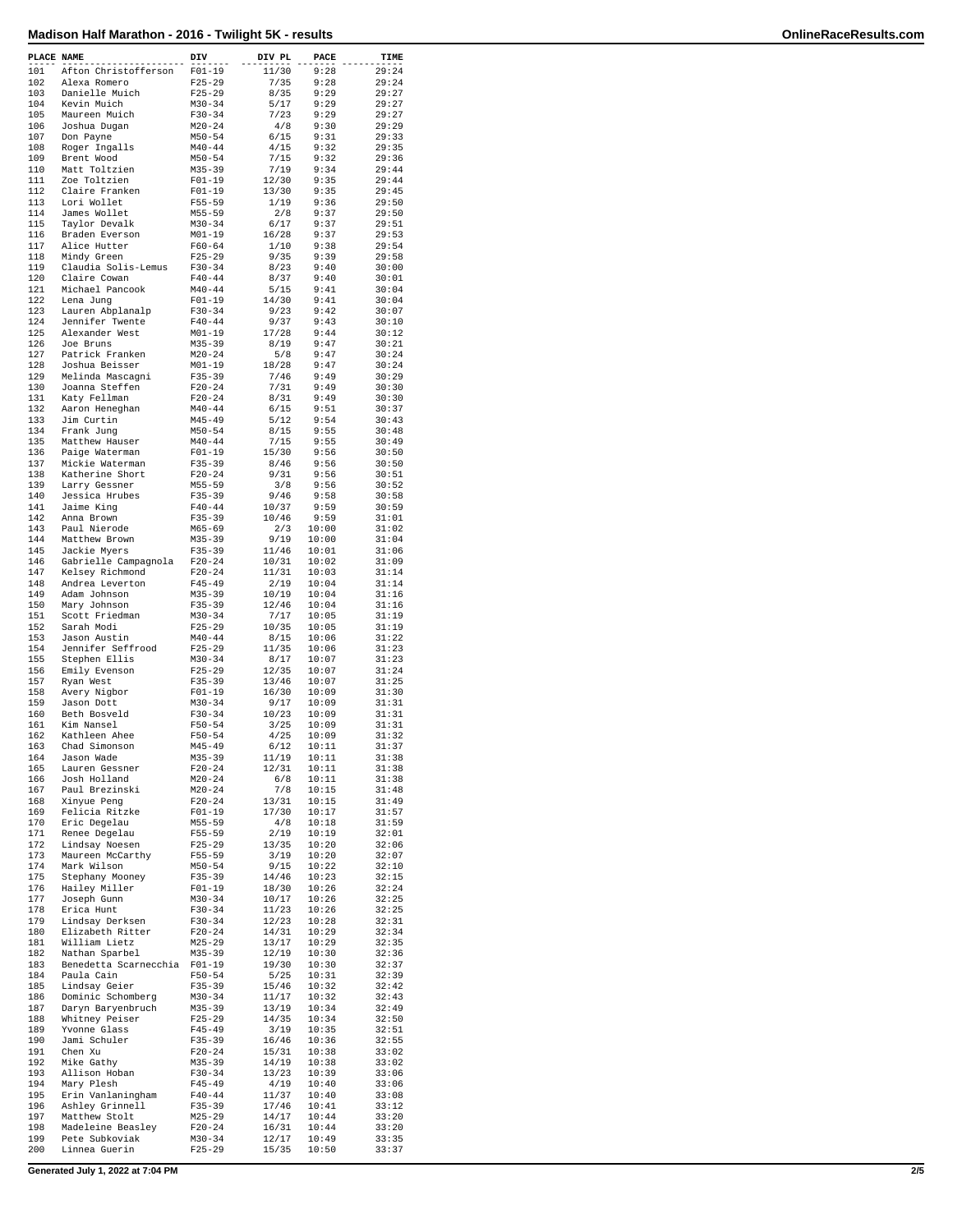## Madison Half Marathon - 2016 - Twilight 5K - results

| PLACE | NAME | DIV | DIV PL | PACE | TIME |
|---|---|---|---|---|---|
| 101 | Afton Christofferson | F01-19 | 11/30 | 9:28 | 29:24 |
| 102 | Alexa Romero | F25-29 | 7/35 | 9:28 | 29:24 |
| 103 | Danielle Muich | F25-29 | 8/35 | 9:29 | 29:27 |
| 104 | Kevin Muich | M30-34 | 5/17 | 9:29 | 29:27 |
| 105 | Maureen Muich | F30-34 | 7/23 | 9:29 | 29:27 |
| 106 | Joshua Dugan | M20-24 | 4/8 | 9:30 | 29:29 |
| 107 | Don Payne | M50-54 | 6/15 | 9:31 | 29:33 |
| 108 | Roger Ingalls | M40-44 | 4/15 | 9:32 | 29:35 |
| 109 | Brent Wood | M50-54 | 7/15 | 9:32 | 29:36 |
| 110 | Matt Toltzien | M35-39 | 7/19 | 9:34 | 29:44 |
| 111 | Zoe Toltzien | F01-19 | 12/30 | 9:35 | 29:44 |
| 112 | Claire Franken | F01-19 | 13/30 | 9:35 | 29:45 |
| 113 | Lori Wollet | F55-59 | 1/19 | 9:36 | 29:50 |
| 114 | James Wollet | M55-59 | 2/8 | 9:37 | 29:50 |
| 115 | Taylor Devalk | M30-34 | 6/17 | 9:37 | 29:51 |
| 116 | Braden Everson | M01-19 | 16/28 | 9:37 | 29:53 |
| 117 | Alice Hutter | F60-64 | 1/10 | 9:38 | 29:54 |
| 118 | Mindy Green | F25-29 | 9/35 | 9:39 | 29:58 |
| 119 | Claudia Solis-Lemus | F30-34 | 8/23 | 9:40 | 30:00 |
| 120 | Claire Cowan | F40-44 | 8/37 | 9:40 | 30:01 |
| 121 | Michael Pancook | M40-44 | 5/15 | 9:41 | 30:04 |
| 122 | Lena Jung | F01-19 | 14/30 | 9:41 | 30:04 |
| 123 | Lauren Abplanalp | F30-34 | 9/23 | 9:42 | 30:07 |
| 124 | Jennifer Twente | F40-44 | 9/37 | 9:43 | 30:10 |
| 125 | Alexander West | M01-19 | 17/28 | 9:44 | 30:12 |
| 126 | Joe Bruns | M35-39 | 8/19 | 9:47 | 30:21 |
| 127 | Patrick Franken | M20-24 | 5/8 | 9:47 | 30:24 |
| 128 | Joshua Beisser | M01-19 | 18/28 | 9:47 | 30:24 |
| 129 | Melinda Mascagni | F35-39 | 7/46 | 9:49 | 30:29 |
| 130 | Joanna Steffen | F20-24 | 7/31 | 9:49 | 30:30 |
| 131 | Katy Fellman | F20-24 | 8/31 | 9:49 | 30:30 |
| 132 | Aaron Heneghan | M40-44 | 6/15 | 9:51 | 30:37 |
| 133 | Jim Curtin | M45-49 | 5/12 | 9:54 | 30:43 |
| 134 | Frank Jung | M50-54 | 8/15 | 9:55 | 30:48 |
| 135 | Matthew Hauser | M40-44 | 7/15 | 9:55 | 30:49 |
| 136 | Paige Waterman | F01-19 | 15/30 | 9:56 | 30:50 |
| 137 | Mickie Waterman | F35-39 | 8/46 | 9:56 | 30:50 |
| 138 | Katherine Short | F20-24 | 9/31 | 9:56 | 30:51 |
| 139 | Larry Gessner | M55-59 | 3/8 | 9:56 | 30:52 |
| 140 | Jessica Hrubes | F35-39 | 9/46 | 9:58 | 30:58 |
| 141 | Jaime King | F40-44 | 10/37 | 9:59 | 30:59 |
| 142 | Anna Brown | F35-39 | 10/46 | 9:59 | 31:01 |
| 143 | Paul Nierode | M65-69 | 2/3 | 10:00 | 31:02 |
| 144 | Matthew Brown | M35-39 | 9/19 | 10:00 | 31:04 |
| 145 | Jackie Myers | F35-39 | 11/46 | 10:01 | 31:06 |
| 146 | Gabrielle Campagnola | F20-24 | 10/31 | 10:02 | 31:09 |
| 147 | Kelsey Richmond | F20-24 | 11/31 | 10:03 | 31:14 |
| 148 | Andrea Leverton | F45-49 | 2/19 | 10:04 | 31:14 |
| 149 | Adam Johnson | M35-39 | 10/19 | 10:04 | 31:16 |
| 150 | Mary Johnson | F35-39 | 12/46 | 10:04 | 31:16 |
| 151 | Scott Friedman | M30-34 | 7/17 | 10:05 | 31:19 |
| 152 | Sarah Modi | F25-29 | 10/35 | 10:05 | 31:19 |
| 153 | Jason Austin | M40-44 | 8/15 | 10:06 | 31:22 |
| 154 | Jennifer Seffrood | F25-29 | 11/35 | 10:06 | 31:23 |
| 155 | Stephen Ellis | M30-34 | 8/17 | 10:07 | 31:23 |
| 156 | Emily Evenson | F25-29 | 12/35 | 10:07 | 31:24 |
| 157 | Ryan West | F35-39 | 13/46 | 10:07 | 31:25 |
| 158 | Avery Nigbor | F01-19 | 16/30 | 10:09 | 31:30 |
| 159 | Jason Dott | M30-34 | 9/17 | 10:09 | 31:31 |
| 160 | Beth Bosveld | F30-34 | 10/23 | 10:09 | 31:31 |
| 161 | Kim Nansel | F50-54 | 3/25 | 10:09 | 31:31 |
| 162 | Kathleen Ahee | F50-54 | 4/25 | 10:09 | 31:32 |
| 163 | Chad Simonson | M45-49 | 6/12 | 10:11 | 31:37 |
| 164 | Jason Wade | M35-39 | 11/19 | 10:11 | 31:38 |
| 165 | Lauren Gessner | F20-24 | 12/31 | 10:11 | 31:38 |
| 166 | Josh Holland | M20-24 | 6/8 | 10:11 | 31:38 |
| 167 | Paul Brezinski | M20-24 | 7/8 | 10:15 | 31:48 |
| 168 | Xinyue Peng | F20-24 | 13/31 | 10:15 | 31:49 |
| 169 | Felicia Ritzke | F01-19 | 17/30 | 10:17 | 31:57 |
| 170 | Eric Degelau | M55-59 | 4/8 | 10:18 | 31:59 |
| 171 | Renee Degelau | F55-59 | 2/19 | 10:19 | 32:01 |
| 172 | Lindsay Noesen | F25-29 | 13/35 | 10:20 | 32:06 |
| 173 | Maureen McCarthy | F55-59 | 3/19 | 10:20 | 32:07 |
| 174 | Mark Wilson | M50-54 | 9/15 | 10:22 | 32:10 |
| 175 | Stephany Mooney | F35-39 | 14/46 | 10:23 | 32:15 |
| 176 | Hailey Miller | F01-19 | 18/30 | 10:26 | 32:24 |
| 177 | Joseph Gunn | M30-34 | 10/17 | 10:26 | 32:25 |
| 178 | Erica Hunt | F30-34 | 11/23 | 10:26 | 32:25 |
| 179 | Lindsay Derksen | F30-34 | 12/23 | 10:28 | 32:31 |
| 180 | Elizabeth Ritter | F20-24 | 14/31 | 10:29 | 32:34 |
| 181 | William Lietz | M25-29 | 13/17 | 10:29 | 32:35 |
| 182 | Nathan Sparbel | M35-39 | 12/19 | 10:30 | 32:36 |
| 183 | Benedetta Scarnecchia | F01-19 | 19/30 | 10:30 | 32:37 |
| 184 | Paula Cain | F50-54 | 5/25 | 10:31 | 32:39 |
| 185 | Lindsay Geier | F35-39 | 15/46 | 10:32 | 32:42 |
| 186 | Dominic Schomberg | M30-34 | 11/17 | 10:32 | 32:43 |
| 187 | Daryn Baryenbruch | M35-39 | 13/19 | 10:34 | 32:49 |
| 188 | Whitney Peiser | F25-29 | 14/35 | 10:34 | 32:50 |
| 189 | Yvonne Glass | F45-49 | 3/19 | 10:35 | 32:51 |
| 190 | Jami Schuler | F35-39 | 16/46 | 10:36 | 32:55 |
| 191 | Chen Xu | F20-24 | 15/31 | 10:38 | 33:02 |
| 192 | Mike Gathy | M35-39 | 14/19 | 10:38 | 33:02 |
| 193 | Allison Hoban | F30-34 | 13/23 | 10:39 | 33:06 |
| 194 | Mary Plesh | F45-49 | 4/19 | 10:40 | 33:06 |
| 195 | Erin Vanlaningham | F40-44 | 11/37 | 10:40 | 33:08 |
| 196 | Ashley Grinnell | F35-39 | 17/46 | 10:41 | 33:12 |
| 197 | Matthew Stolt | M25-29 | 14/17 | 10:44 | 33:20 |
| 198 | Madeleine Beasley | F20-24 | 16/31 | 10:44 | 33:20 |
| 199 | Pete Subkoviak | M30-34 | 12/17 | 10:49 | 33:35 |
| 200 | Linnea Guerin | F25-29 | 15/35 | 10:50 | 33:37 |

Generated July 1, 2022 at 7:04 PM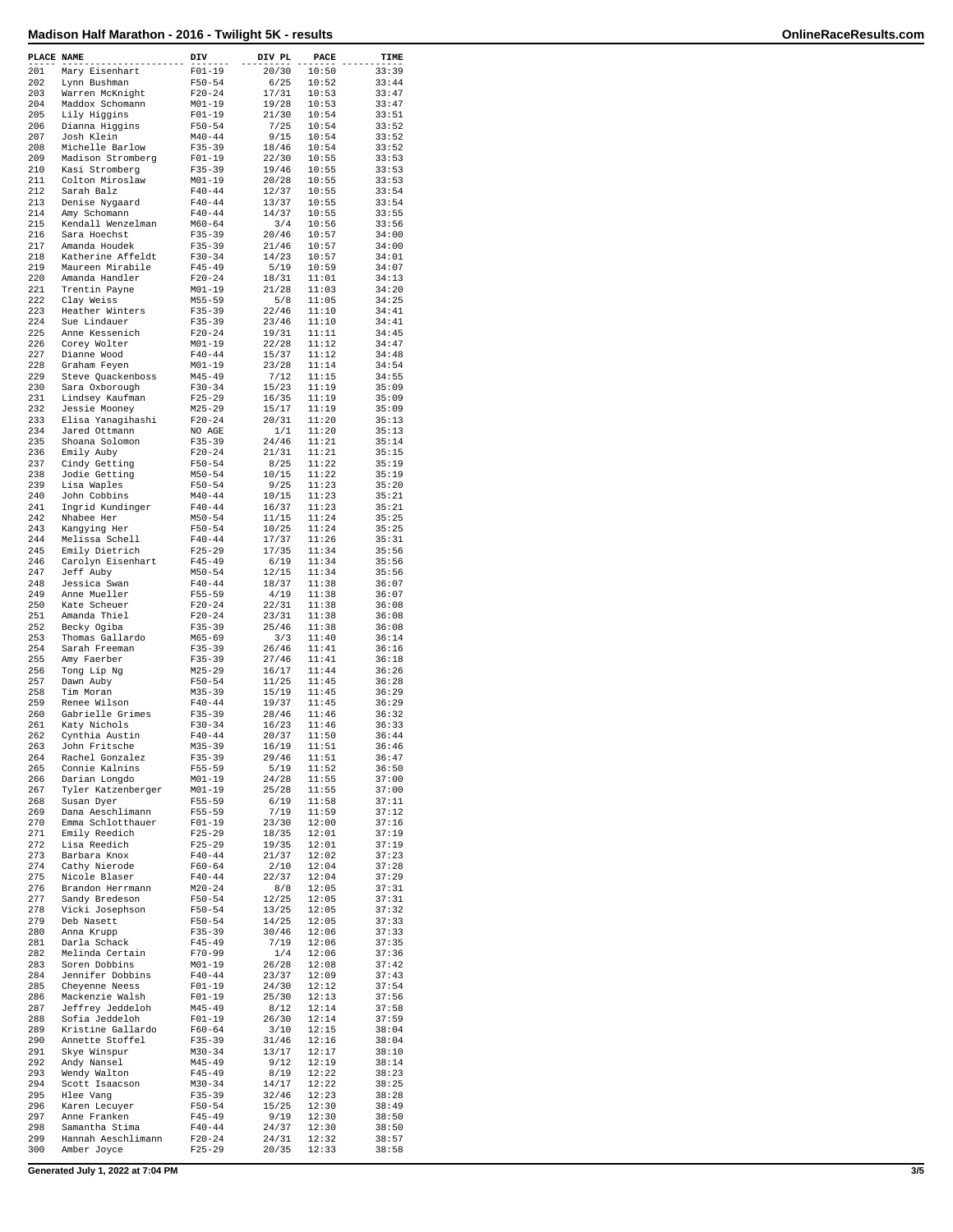# Madison Half Marathon - 2016 - Twilight 5K - results

| PLACE | NAME | DIV | DIV PL | PACE | TIME |
|---|---|---|---|---|---|
| 201 | Mary Eisenhart | F01-19 | 20/30 | 10:50 | 33:39 |
| 202 | Lynn Bushman | F50-54 | 6/25 | 10:52 | 33:44 |
| 203 | Warren McKnight | F20-24 | 17/31 | 10:53 | 33:47 |
| 204 | Maddox Schomann | M01-19 | 19/28 | 10:53 | 33:47 |
| 205 | Lily Higgins | F01-19 | 21/30 | 10:54 | 33:51 |
| 206 | Dianna Higgins | F50-54 | 7/25 | 10:54 | 33:52 |
| 207 | Josh Klein | M40-44 | 9/15 | 10:54 | 33:52 |
| 208 | Michelle Barlow | F35-39 | 18/46 | 10:54 | 33:52 |
| 209 | Madison Stromberg | F01-19 | 22/30 | 10:55 | 33:53 |
| 210 | Kasi Stromberg | F35-39 | 19/46 | 10:55 | 33:53 |
| 211 | Colton Miroslaw | M01-19 | 20/28 | 10:55 | 33:53 |
| 212 | Sarah Balz | F40-44 | 12/37 | 10:55 | 33:54 |
| 213 | Denise Nygaard | F40-44 | 13/37 | 10:55 | 33:54 |
| 214 | Amy Schomann | F40-44 | 14/37 | 10:55 | 33:55 |
| 215 | Kendall Wenzelman | M60-64 | 3/4 | 10:56 | 33:56 |
| 216 | Sara Hoechst | F35-39 | 20/46 | 10:57 | 34:00 |
| 217 | Amanda Houdek | F35-39 | 21/46 | 10:57 | 34:00 |
| 218 | Katherine Affeldt | F30-34 | 14/23 | 10:57 | 34:01 |
| 219 | Maureen Mirabile | F45-49 | 5/19 | 10:59 | 34:07 |
| 220 | Amanda Handler | F20-24 | 18/31 | 11:01 | 34:13 |
| 221 | Trentin Payne | M01-19 | 21/28 | 11:03 | 34:20 |
| 222 | Clay Weiss | M55-59 | 5/8 | 11:05 | 34:25 |
| 223 | Heather Winters | F35-39 | 22/46 | 11:10 | 34:41 |
| 224 | Sue Lindauer | F35-39 | 23/46 | 11:10 | 34:41 |
| 225 | Anne Kessenich | F20-24 | 19/31 | 11:11 | 34:45 |
| 226 | Corey Wolter | M01-19 | 22/28 | 11:12 | 34:47 |
| 227 | Dianne Wood | F40-44 | 15/37 | 11:12 | 34:48 |
| 228 | Graham Feyen | M01-19 | 23/28 | 11:14 | 34:54 |
| 229 | Steve Quackenboss | M45-49 | 7/12 | 11:15 | 34:55 |
| 230 | Sara Oxborough | F30-34 | 15/23 | 11:19 | 35:09 |
| 231 | Lindsey Kaufman | F25-29 | 16/35 | 11:19 | 35:09 |
| 232 | Jessie Mooney | M25-29 | 15/17 | 11:19 | 35:09 |
| 233 | Elisa Yanagihashi | F20-24 | 20/31 | 11:20 | 35:13 |
| 234 | Jared Ottmann | NO AGE | 1/1 | 11:20 | 35:13 |
| 235 | Shoana Solomon | F35-39 | 24/46 | 11:21 | 35:14 |
| 236 | Emily Auby | F20-24 | 21/31 | 11:21 | 35:15 |
| 237 | Cindy Getting | F50-54 | 8/25 | 11:22 | 35:19 |
| 238 | Jodie Getting | M50-54 | 10/15 | 11:22 | 35:19 |
| 239 | Lisa Waples | F50-54 | 9/25 | 11:23 | 35:20 |
| 240 | John Cobbins | M40-44 | 10/15 | 11:23 | 35:21 |
| 241 | Ingrid Kundinger | F40-44 | 16/37 | 11:23 | 35:21 |
| 242 | Nhabee Her | M50-54 | 11/15 | 11:24 | 35:25 |
| 243 | Kangying Her | F50-54 | 10/25 | 11:24 | 35:25 |
| 244 | Melissa Schell | F40-44 | 17/37 | 11:26 | 35:31 |
| 245 | Emily Dietrich | F25-29 | 17/35 | 11:34 | 35:56 |
| 246 | Carolyn Eisenhart | F45-49 | 6/19 | 11:34 | 35:56 |
| 247 | Jeff Auby | M50-54 | 12/15 | 11:34 | 35:56 |
| 248 | Jessica Swan | F40-44 | 18/37 | 11:38 | 36:07 |
| 249 | Anne Mueller | F55-59 | 4/19 | 11:38 | 36:07 |
| 250 | Kate Scheuer | F20-24 | 22/31 | 11:38 | 36:08 |
| 251 | Amanda Thiel | F20-24 | 23/31 | 11:38 | 36:08 |
| 252 | Becky Ogiba | F35-39 | 25/46 | 11:38 | 36:08 |
| 253 | Thomas Gallardo | M65-69 | 3/3 | 11:40 | 36:14 |
| 254 | Sarah Freeman | F35-39 | 26/46 | 11:41 | 36:16 |
| 255 | Amy Faerber | F35-39 | 27/46 | 11:41 | 36:18 |
| 256 | Tong Lip Ng | M25-29 | 16/17 | 11:44 | 36:26 |
| 257 | Dawn Auby | F50-54 | 11/25 | 11:45 | 36:28 |
| 258 | Tim Moran | M35-39 | 15/19 | 11:45 | 36:29 |
| 259 | Renee Wilson | F40-44 | 19/37 | 11:45 | 36:29 |
| 260 | Gabrielle Grimes | F35-39 | 28/46 | 11:46 | 36:32 |
| 261 | Katy Nichols | F30-34 | 16/23 | 11:46 | 36:33 |
| 262 | Cynthia Austin | F40-44 | 20/37 | 11:50 | 36:44 |
| 263 | John Fritsche | M35-39 | 16/19 | 11:51 | 36:46 |
| 264 | Rachel Gonzalez | F35-39 | 29/46 | 11:51 | 36:47 |
| 265 | Connie Kalnins | F55-59 | 5/19 | 11:52 | 36:50 |
| 266 | Darian Longdo | M01-19 | 24/28 | 11:55 | 37:00 |
| 267 | Tyler Katzenberger | M01-19 | 25/28 | 11:55 | 37:00 |
| 268 | Susan Dyer | F55-59 | 6/19 | 11:58 | 37:11 |
| 269 | Dana Aeschlimann | F55-59 | 7/19 | 11:59 | 37:12 |
| 270 | Emma Schlotthauer | F01-19 | 23/30 | 12:00 | 37:16 |
| 271 | Emily Reedich | F25-29 | 18/35 | 12:01 | 37:19 |
| 272 | Lisa Reedich | F25-29 | 19/35 | 12:01 | 37:19 |
| 273 | Barbara Knox | F40-44 | 21/37 | 12:02 | 37:23 |
| 274 | Cathy Nierode | F60-64 | 2/10 | 12:04 | 37:28 |
| 275 | Nicole Blaser | F40-44 | 22/37 | 12:04 | 37:29 |
| 276 | Brandon Herrmann | M20-24 | 8/8 | 12:05 | 37:31 |
| 277 | Sandy Bredeson | F50-54 | 12/25 | 12:05 | 37:31 |
| 278 | Vicki Josephson | F50-54 | 13/25 | 12:05 | 37:32 |
| 279 | Deb Nasett | F50-54 | 14/25 | 12:05 | 37:33 |
| 280 | Anna Krupp | F35-39 | 30/46 | 12:06 | 37:33 |
| 281 | Darla Schack | F45-49 | 7/19 | 12:06 | 37:35 |
| 282 | Melinda Certain | F70-99 | 1/4 | 12:06 | 37:36 |
| 283 | Soren Dobbins | M01-19 | 26/28 | 12:08 | 37:42 |
| 284 | Jennifer Dobbins | F40-44 | 23/37 | 12:09 | 37:43 |
| 285 | Cheyenne Neess | F01-19 | 24/30 | 12:12 | 37:54 |
| 286 | Mackenzie Walsh | F01-19 | 25/30 | 12:13 | 37:56 |
| 287 | Jeffrey Jeddeloh | M45-49 | 8/12 | 12:14 | 37:58 |
| 288 | Sofia Jeddeloh | F01-19 | 26/30 | 12:14 | 37:59 |
| 289 | Kristine Gallardo | F60-64 | 3/10 | 12:15 | 38:04 |
| 290 | Annette Stoffel | F35-39 | 31/46 | 12:16 | 38:04 |
| 291 | Skye Winspur | M30-34 | 13/17 | 12:17 | 38:10 |
| 292 | Andy Nansel | M45-49 | 9/12 | 12:19 | 38:14 |
| 293 | Wendy Walton | F45-49 | 8/19 | 12:22 | 38:23 |
| 294 | Scott Isaacson | M30-34 | 14/17 | 12:22 | 38:25 |
| 295 | Hlee Vang | F35-39 | 32/46 | 12:23 | 38:28 |
| 296 | Karen Lecuyer | F50-54 | 15/25 | 12:30 | 38:49 |
| 297 | Anne Franken | F45-49 | 9/19 | 12:30 | 38:50 |
| 298 | Samantha Stima | F40-44 | 24/37 | 12:30 | 38:50 |
| 299 | Hannah Aeschlimann | F20-24 | 24/31 | 12:32 | 38:57 |
| 300 | Amber Joyce | F25-29 | 20/35 | 12:33 | 38:58 |

Generated July 1, 2022 at 7:04 PM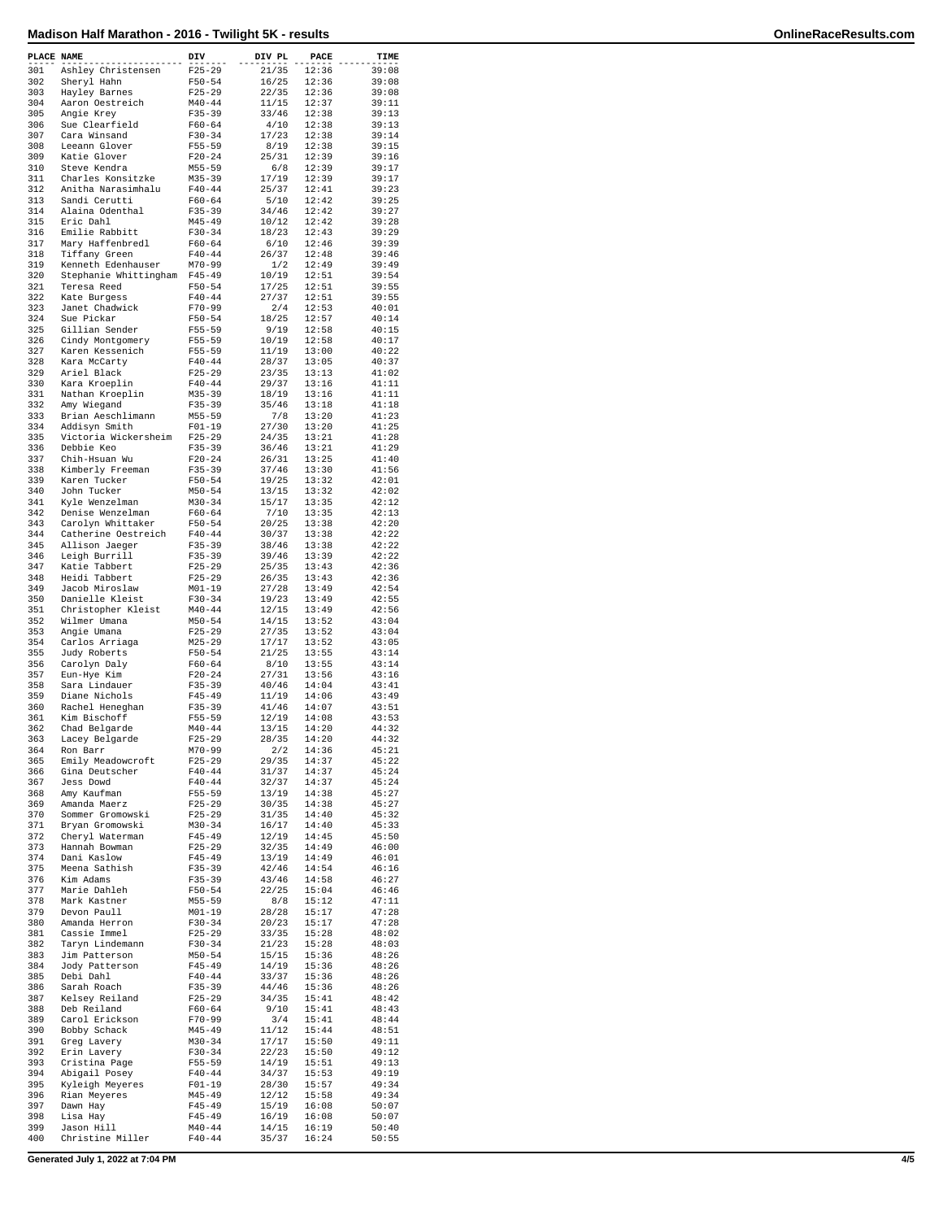# Madison Half Marathon - 2016 - Twilight 5K - results

| PLACE | NAME | DIV | DIV PL | PACE | TIME |
|---|---|---|---|---|---|
| 301 | Ashley Christensen | F25-29 | 21/35 | 12:36 | 39:08 |
| 302 | Sheryl Hahn | F50-54 | 16/25 | 12:36 | 39:08 |
| 303 | Hayley Barnes | F25-29 | 22/35 | 12:36 | 39:08 |
| 304 | Aaron Oestreich | M40-44 | 11/15 | 12:37 | 39:11 |
| 305 | Angie Krey | F35-39 | 33/46 | 12:38 | 39:13 |
| 306 | Sue Clearfield | F60-64 | 4/10 | 12:38 | 39:13 |
| 307 | Cara Winsand | F30-34 | 17/23 | 12:38 | 39:14 |
| 308 | Leeann Glover | F55-59 | 8/19 | 12:38 | 39:15 |
| 309 | Katie Glover | F20-24 | 25/31 | 12:39 | 39:16 |
| 310 | Steve Kendra | M55-59 | 6/8 | 12:39 | 39:17 |
| 311 | Charles Konsitzke | M35-39 | 17/19 | 12:39 | 39:17 |
| 312 | Anitha Narasimhalu | F40-44 | 25/37 | 12:41 | 39:23 |
| 313 | Sandi Cerutti | F60-64 | 5/10 | 12:42 | 39:25 |
| 314 | Alaina Odenthal | F35-39 | 34/46 | 12:42 | 39:27 |
| 315 | Eric Dahl | M45-49 | 10/12 | 12:42 | 39:28 |
| 316 | Emilie Rabbitt | F30-34 | 18/23 | 12:43 | 39:29 |
| 317 | Mary Haffenbredl | F60-64 | 6/10 | 12:46 | 39:39 |
| 318 | Tiffany Green | F40-44 | 26/37 | 12:48 | 39:46 |
| 319 | Kenneth Edenhauser | M70-99 | 1/2 | 12:49 | 39:49 |
| 320 | Stephanie Whittingham | F45-49 | 10/19 | 12:51 | 39:54 |
| 321 | Teresa Reed | F50-54 | 17/25 | 12:51 | 39:55 |
| 322 | Kate Burgess | F40-44 | 27/37 | 12:51 | 39:55 |
| 323 | Janet Chadwick | F70-99 | 2/4 | 12:53 | 40:01 |
| 324 | Sue Pickar | F50-54 | 18/25 | 12:57 | 40:14 |
| 325 | Gillian Sender | F55-59 | 9/19 | 12:58 | 40:15 |
| 326 | Cindy Montgomery | F55-59 | 10/19 | 12:58 | 40:17 |
| 327 | Karen Kessenich | F55-59 | 11/19 | 13:00 | 40:22 |
| 328 | Kara McCarty | F40-44 | 28/37 | 13:05 | 40:37 |
| 329 | Ariel Black | F25-29 | 23/35 | 13:13 | 41:02 |
| 330 | Kara Kroeplin | F40-44 | 29/37 | 13:16 | 41:11 |
| 331 | Nathan Kroeplin | M35-39 | 18/19 | 13:16 | 41:11 |
| 332 | Amy Wiegand | F35-39 | 35/46 | 13:18 | 41:18 |
| 333 | Brian Aeschlimann | M55-59 | 7/8 | 13:20 | 41:23 |
| 334 | Addisyn Smith | F01-19 | 27/30 | 13:20 | 41:25 |
| 335 | Victoria Wickersheim | F25-29 | 24/35 | 13:21 | 41:28 |
| 336 | Debbie Keo | F35-39 | 36/46 | 13:21 | 41:29 |
| 337 | Chih-Hsuan Wu | F20-24 | 26/31 | 13:25 | 41:40 |
| 338 | Kimberly Freeman | F35-39 | 37/46 | 13:30 | 41:56 |
| 339 | Karen Tucker | F50-54 | 19/25 | 13:32 | 42:01 |
| 340 | John Tucker | M50-54 | 13/15 | 13:32 | 42:02 |
| 341 | Kyle Wenzelman | M30-34 | 15/17 | 13:35 | 42:12 |
| 342 | Denise Wenzelman | F60-64 | 7/10 | 13:35 | 42:13 |
| 343 | Carolyn Whittaker | F50-54 | 20/25 | 13:38 | 42:20 |
| 344 | Catherine Oestreich | F40-44 | 30/37 | 13:38 | 42:22 |
| 345 | Allison Jaeger | F35-39 | 38/46 | 13:38 | 42:22 |
| 346 | Leigh Burrill | F35-39 | 39/46 | 13:39 | 42:22 |
| 347 | Katie Tabbert | F25-29 | 25/35 | 13:43 | 42:36 |
| 348 | Heidi Tabbert | F25-29 | 26/35 | 13:43 | 42:36 |
| 349 | Jacob Miroslaw | M01-19 | 27/28 | 13:49 | 42:54 |
| 350 | Danielle Kleist | F30-34 | 19/23 | 13:49 | 42:55 |
| 351 | Christopher Kleist | M40-44 | 12/15 | 13:49 | 42:56 |
| 352 | Wilmer Umana | M50-54 | 14/15 | 13:52 | 43:04 |
| 353 | Angie Umana | F25-29 | 27/35 | 13:52 | 43:04 |
| 354 | Carlos Arriaga | M25-29 | 17/17 | 13:52 | 43:05 |
| 355 | Judy Roberts | F50-54 | 21/25 | 13:55 | 43:14 |
| 356 | Carolyn Daly | F60-64 | 8/10 | 13:55 | 43:14 |
| 357 | Eun-Hye Kim | F20-24 | 27/31 | 13:56 | 43:16 |
| 358 | Sara Lindauer | F35-39 | 40/46 | 14:04 | 43:41 |
| 359 | Diane Nichols | F45-49 | 11/19 | 14:06 | 43:49 |
| 360 | Rachel Heneghan | F35-39 | 41/46 | 14:07 | 43:51 |
| 361 | Kim Bischoff | F55-59 | 12/19 | 14:08 | 43:53 |
| 362 | Chad Belgarde | M40-44 | 13/15 | 14:20 | 44:32 |
| 363 | Lacey Belgarde | F25-29 | 28/35 | 14:20 | 44:32 |
| 364 | Ron Barr | M70-99 | 2/2 | 14:36 | 45:21 |
| 365 | Emily Meadowcroft | F25-29 | 29/35 | 14:37 | 45:22 |
| 366 | Gina Deutscher | F40-44 | 31/37 | 14:37 | 45:24 |
| 367 | Jess Dowd | F40-44 | 32/37 | 14:37 | 45:24 |
| 368 | Amy Kaufman | F55-59 | 13/19 | 14:38 | 45:27 |
| 369 | Amanda Maerz | F25-29 | 30/35 | 14:38 | 45:27 |
| 370 | Sommer Gromowski | F25-29 | 31/35 | 14:40 | 45:32 |
| 371 | Bryan Gromowski | M30-34 | 16/17 | 14:40 | 45:33 |
| 372 | Cheryl Waterman | F45-49 | 12/19 | 14:45 | 45:50 |
| 373 | Hannah Bowman | F25-29 | 32/35 | 14:49 | 46:00 |
| 374 | Dani Kaslow | F45-49 | 13/19 | 14:49 | 46:01 |
| 375 | Meena Sathish | F35-39 | 42/46 | 14:54 | 46:16 |
| 376 | Kim Adams | F35-39 | 43/46 | 14:58 | 46:27 |
| 377 | Marie Dahleh | F50-54 | 22/25 | 15:04 | 46:46 |
| 378 | Mark Kastner | M55-59 | 8/8 | 15:12 | 47:11 |
| 379 | Devon Paull | M01-19 | 28/28 | 15:17 | 47:28 |
| 380 | Amanda Herron | F30-34 | 20/23 | 15:17 | 47:28 |
| 381 | Cassie Immel | F25-29 | 33/35 | 15:28 | 48:02 |
| 382 | Taryn Lindemann | F30-34 | 21/23 | 15:28 | 48:03 |
| 383 | Jim Patterson | M50-54 | 15/15 | 15:36 | 48:26 |
| 384 | Jody Patterson | F45-49 | 14/19 | 15:36 | 48:26 |
| 385 | Debi Dahl | F40-44 | 33/37 | 15:36 | 48:26 |
| 386 | Sarah Roach | F35-39 | 44/46 | 15:36 | 48:26 |
| 387 | Kelsey Reiland | F25-29 | 34/35 | 15:41 | 48:42 |
| 388 | Deb Reiland | F60-64 | 9/10 | 15:41 | 48:43 |
| 389 | Carol Erickson | F70-99 | 3/4 | 15:41 | 48:44 |
| 390 | Bobby Schack | M45-49 | 11/12 | 15:44 | 48:51 |
| 391 | Greg Lavery | M30-34 | 17/17 | 15:50 | 49:11 |
| 392 | Erin Lavery | F30-34 | 22/23 | 15:50 | 49:12 |
| 393 | Cristina Page | F55-59 | 14/19 | 15:51 | 49:13 |
| 394 | Abigail Posey | F40-44 | 34/37 | 15:53 | 49:19 |
| 395 | Kyleigh Meyeres | F01-19 | 28/30 | 15:57 | 49:34 |
| 396 | Rian Meyeres | M45-49 | 12/12 | 15:58 | 49:34 |
| 397 | Dawn Hay | F45-49 | 15/19 | 16:08 | 50:07 |
| 398 | Lisa Hay | F45-49 | 16/19 | 16:08 | 50:07 |
| 399 | Jason Hill | M40-44 | 14/15 | 16:19 | 50:40 |
| 400 | Christine Miller | F40-44 | 35/37 | 16:24 | 50:55 |

Generated July 1, 2022 at 7:04 PM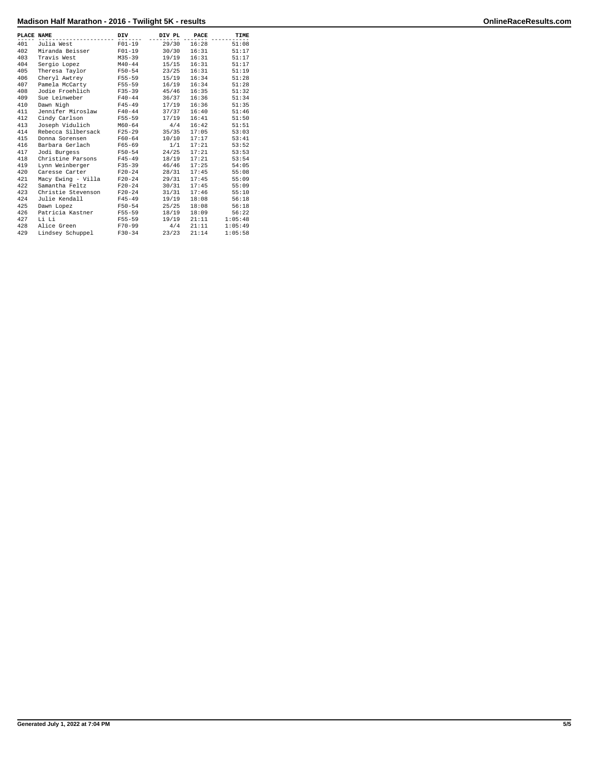# Madison Half Marathon - 2016 - Twilight 5K - results

| PLACE | NAME | DIV | DIV PL | PACE | TIME |
|---|---|---|---|---|---|
| 401 | Julia West | F01-19 | 29/30 | 16:28 | 51:08 |
| 402 | Miranda Beisser | F01-19 | 30/30 | 16:31 | 51:17 |
| 403 | Travis West | M35-39 | 19/19 | 16:31 | 51:17 |
| 404 | Sergio Lopez | M40-44 | 15/15 | 16:31 | 51:17 |
| 405 | Theresa Taylor | F50-54 | 23/25 | 16:31 | 51:19 |
| 406 | Cheryl Awtrey | F55-59 | 15/19 | 16:34 | 51:28 |
| 407 | Pamela McCarty | F55-59 | 16/19 | 16:34 | 51:28 |
| 408 | Jodie Froehlich | F35-39 | 45/46 | 16:35 | 51:32 |
| 409 | Sue Leinweber | F40-44 | 36/37 | 16:36 | 51:34 |
| 410 | Dawn Nigh | F45-49 | 17/19 | 16:36 | 51:35 |
| 411 | Jennifer Miroslaw | F40-44 | 37/37 | 16:40 | 51:46 |
| 412 | Cindy Carlson | F55-59 | 17/19 | 16:41 | 51:50 |
| 413 | Joseph Vidulich | M60-64 | 4/4 | 16:42 | 51:51 |
| 414 | Rebecca Silbersack | F25-29 | 35/35 | 17:05 | 53:03 |
| 415 | Donna Sorensen | F60-64 | 10/10 | 17:17 | 53:41 |
| 416 | Barbara Gerlach | F65-69 | 1/1 | 17:21 | 53:52 |
| 417 | Jodi Burgess | F50-54 | 24/25 | 17:21 | 53:53 |
| 418 | Christine Parsons | F45-49 | 18/19 | 17:21 | 53:54 |
| 419 | Lynn Weinberger | F35-39 | 46/46 | 17:25 | 54:05 |
| 420 | Caresse Carter | F20-24 | 28/31 | 17:45 | 55:08 |
| 421 | Macy Ewing - Villa | F20-24 | 29/31 | 17:45 | 55:09 |
| 422 | Samantha Feltz | F20-24 | 30/31 | 17:45 | 55:09 |
| 423 | Christie Stevenson | F20-24 | 31/31 | 17:46 | 55:10 |
| 424 | Julie Kendall | F45-49 | 19/19 | 18:08 | 56:18 |
| 425 | Dawn Lopez | F50-54 | 25/25 | 18:08 | 56:18 |
| 426 | Patricia Kastner | F55-59 | 18/19 | 18:09 | 56:22 |
| 427 | Li Li | F55-59 | 19/19 | 21:11 | 1:05:48 |
| 428 | Alice Green | F70-99 | 4/4 | 21:11 | 1:05:49 |
| 429 | Lindsey Schuppel | F30-34 | 23/23 | 21:14 | 1:05:58 |